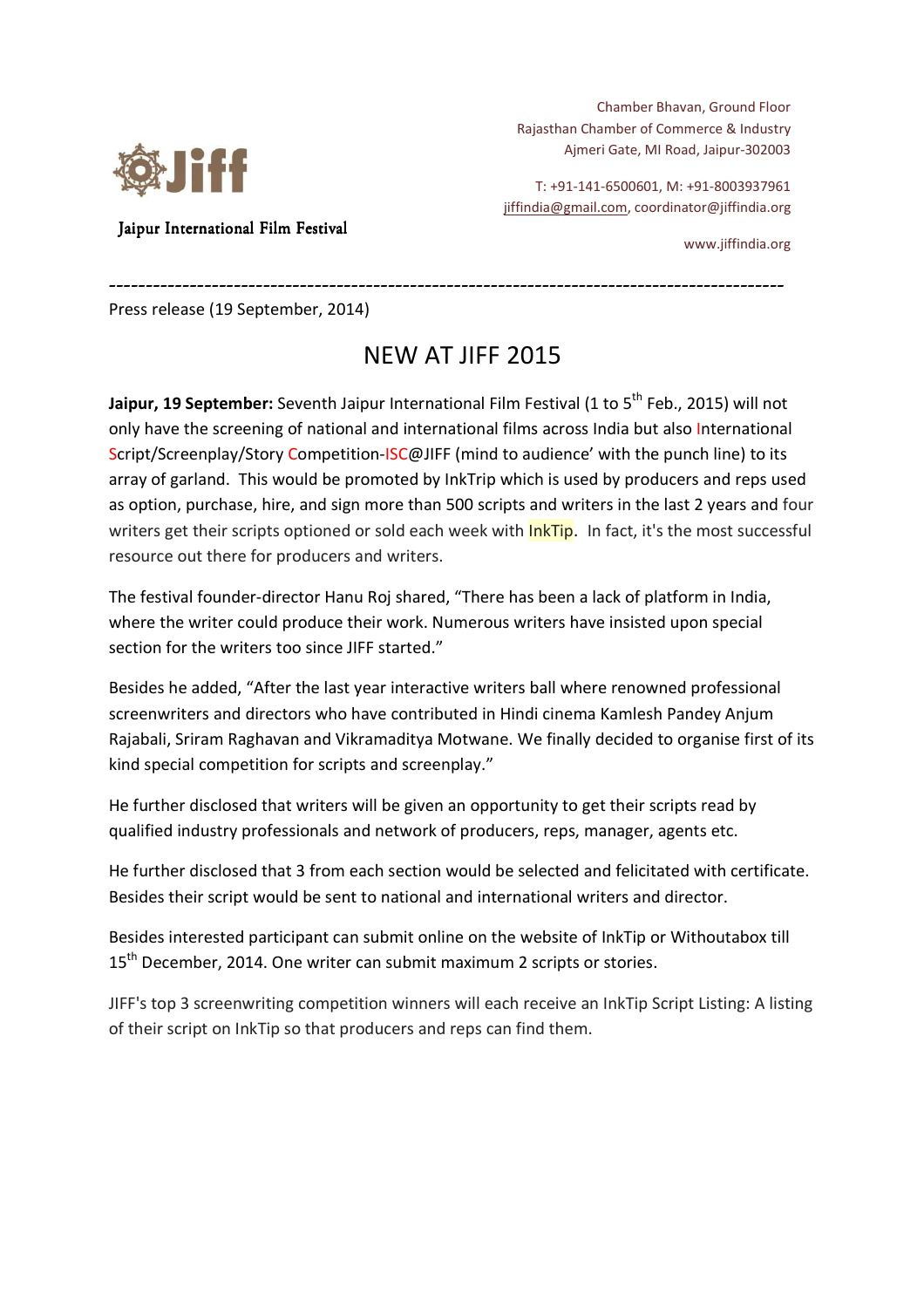Jaipur International Film Festival

Chamber Bhavan, Ground Floor
Rajasthan Chamber of Commerce & Industry
Ajmeri Gate, MI Road, Jaipur-302003

T: +91-141-6500601, M: +91-8003937961
jiffindia@gmail.com, coordinator@jiffindia.org

www.jiffindia.org

---

Press release (19 September, 2014)

# NEW AT JIFF 2015

**Jaipur, 19 September:** Seventh Jaipur International Film Festival (1 to 5th Feb., 2015) will not only have the screening of national and international films across India but also International Script/Screenplay/Story Competition-ISC@JIFF (mind to audience' with the punch line) to its array of garland. This would be promoted by InkTrip which is used by producers and reps used as option, purchase, hire, and sign more than 500 scripts and writers in the last 2 years and four writers get their scripts optioned or sold each week with InkTip. In fact, it's the most successful resource out there for producers and writers.

The festival founder-director Hanu Roj shared, "There has been a lack of platform in India, where the writer could produce their work. Numerous writers have insisted upon special section for the writers too since JIFF started."

Besides he added, "After the last year interactive writers ball where renowned professional screenwriters and directors who have contributed in Hindi cinema Kamlesh Pandey Anjum Rajabali, Sriram Raghavan and Vikramaditya Motwane. We finally decided to organise first of its kind special competition for scripts and screenplay."

He further disclosed that writers will be given an opportunity to get their scripts read by qualified industry professionals and network of producers, reps, manager, agents etc.

He further disclosed that 3 from each section would be selected and felicitated with certificate. Besides their script would be sent to national and international writers and director.

Besides interested participant can submit online on the website of InkTip or Withoutabox till 15th December, 2014. One writer can submit maximum 2 scripts or stories.

JIFF's top 3 screenwriting competition winners will each receive an InkTip Script Listing: A listing of their script on InkTip so that producers and reps can find them.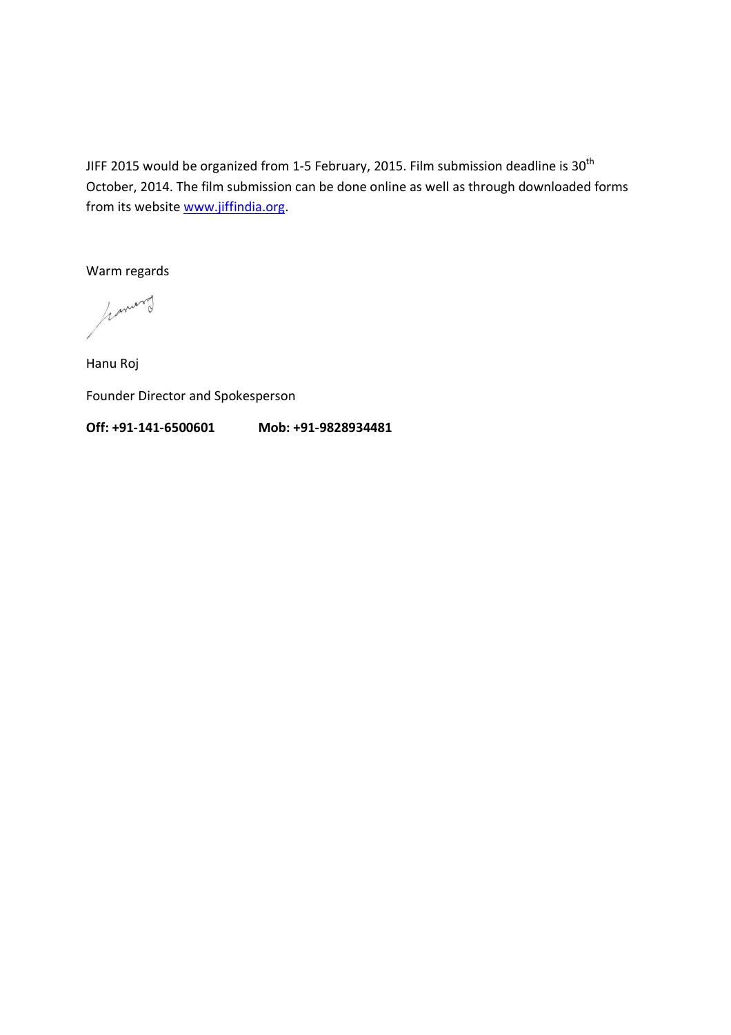JIFF 2015 would be organized from 1-5 February, 2015. Film submission deadline is 30th October, 2014. The film submission can be done online as well as through downloaded forms from its website [www.jiffindia.org](http://www.jiffindia.org).

Warm regards

Hanu Roj

Founder Director and Spokesperson

**Off: +91-141-6500601** **Mob: +91-9828934481**